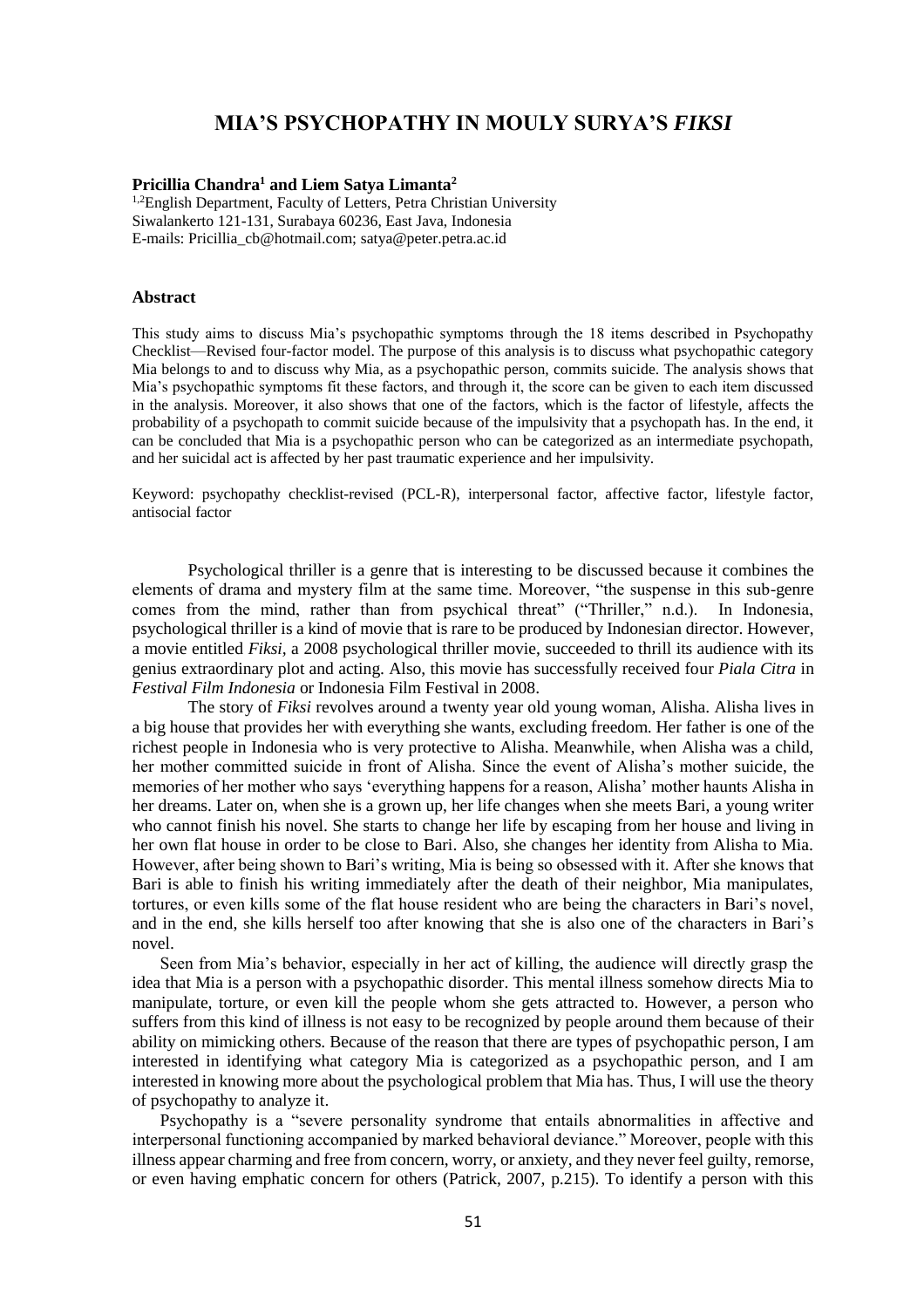# MIA'S PSYCHOPATHY IN MOULY SURYA'S *FIKSI*

**Pricillia Chandra[1] and Liem Satya Limanta[2]**

[1,2]English Department, Faculty of Letters, Petra Christian University
Siwalankerto 121-131, Surabaya 60236, East Java, Indonesia
E-mails: Pricillia_cb@hotmail.com; satya@peter.petra.ac.id

### Abstract

This study aims to discuss Mia's psychopathic symptoms through the 18 items described in Psychopathy Checklist—Revised four-factor model. The purpose of this analysis is to discuss what psychopathic category Mia belongs to and to discuss why Mia, as a psychopathic person, commits suicide. The analysis shows that Mia's psychopathic symptoms fit these factors, and through it, the score can be given to each item discussed in the analysis. Moreover, it also shows that one of the factors, which is the factor of lifestyle, affects the probability of a psychopath to commit suicide because of the impulsivity that a psychopath has. In the end, it can be concluded that Mia is a psychopathic person who can be categorized as an intermediate psychopath, and her suicidal act is affected by her past traumatic experience and her impulsivity.

Keyword: psychopathy checklist-revised (PCL-R), interpersonal factor, affective factor, lifestyle factor, antisocial factor

Psychological thriller is a genre that is interesting to be discussed because it combines the elements of drama and mystery film at the same time. Moreover, "the suspense in this sub-genre comes from the mind, rather than from psychical threat" ("Thriller," n.d.). In Indonesia, psychological thriller is a kind of movie that is rare to be produced by Indonesian director. However, a movie entitled *Fiksi*, a 2008 psychological thriller movie, succeeded to thrill its audience with its genius extraordinary plot and acting. Also, this movie has successfully received four *Piala Citra* in *Festival Film Indonesia* or Indonesia Film Festival in 2008.

The story of *Fiksi* revolves around a twenty year old young woman, Alisha. Alisha lives in a big house that provides her with everything she wants, excluding freedom. Her father is one of the richest people in Indonesia who is very protective to Alisha. Meanwhile, when Alisha was a child, her mother committed suicide in front of Alisha. Since the event of Alisha's mother suicide, the memories of her mother who says 'everything happens for a reason, Alisha' mother haunts Alisha in her dreams. Later on, when she is a grown up, her life changes when she meets Bari, a young writer who cannot finish his novel. She starts to change her life by escaping from her house and living in her own flat house in order to be close to Bari. Also, she changes her identity from Alisha to Mia. However, after being shown to Bari's writing, Mia is being so obsessed with it. After she knows that Bari is able to finish his writing immediately after the death of their neighbor, Mia manipulates, tortures, or even kills some of the flat house resident who are being the characters in Bari's novel, and in the end, she kills herself too after knowing that she is also one of the characters in Bari's novel.

Seen from Mia's behavior, especially in her act of killing, the audience will directly grasp the idea that Mia is a person with a psychopathic disorder. This mental illness somehow directs Mia to manipulate, torture, or even kill the people whom she gets attracted to. However, a person who suffers from this kind of illness is not easy to be recognized by people around them because of their ability on mimicking others. Because of the reason that there are types of psychopathic person, I am interested in identifying what category Mia is categorized as a psychopathic person, and I am interested in knowing more about the psychological problem that Mia has. Thus, I will use the theory of psychopathy to analyze it.

Psychopathy is a "severe personality syndrome that entails abnormalities in affective and interpersonal functioning accompanied by marked behavioral deviance." Moreover, people with this illness appear charming and free from concern, worry, or anxiety, and they never feel guilty, remorse, or even having emphatic concern for others (Patrick, 2007, p.215). To identify a person with this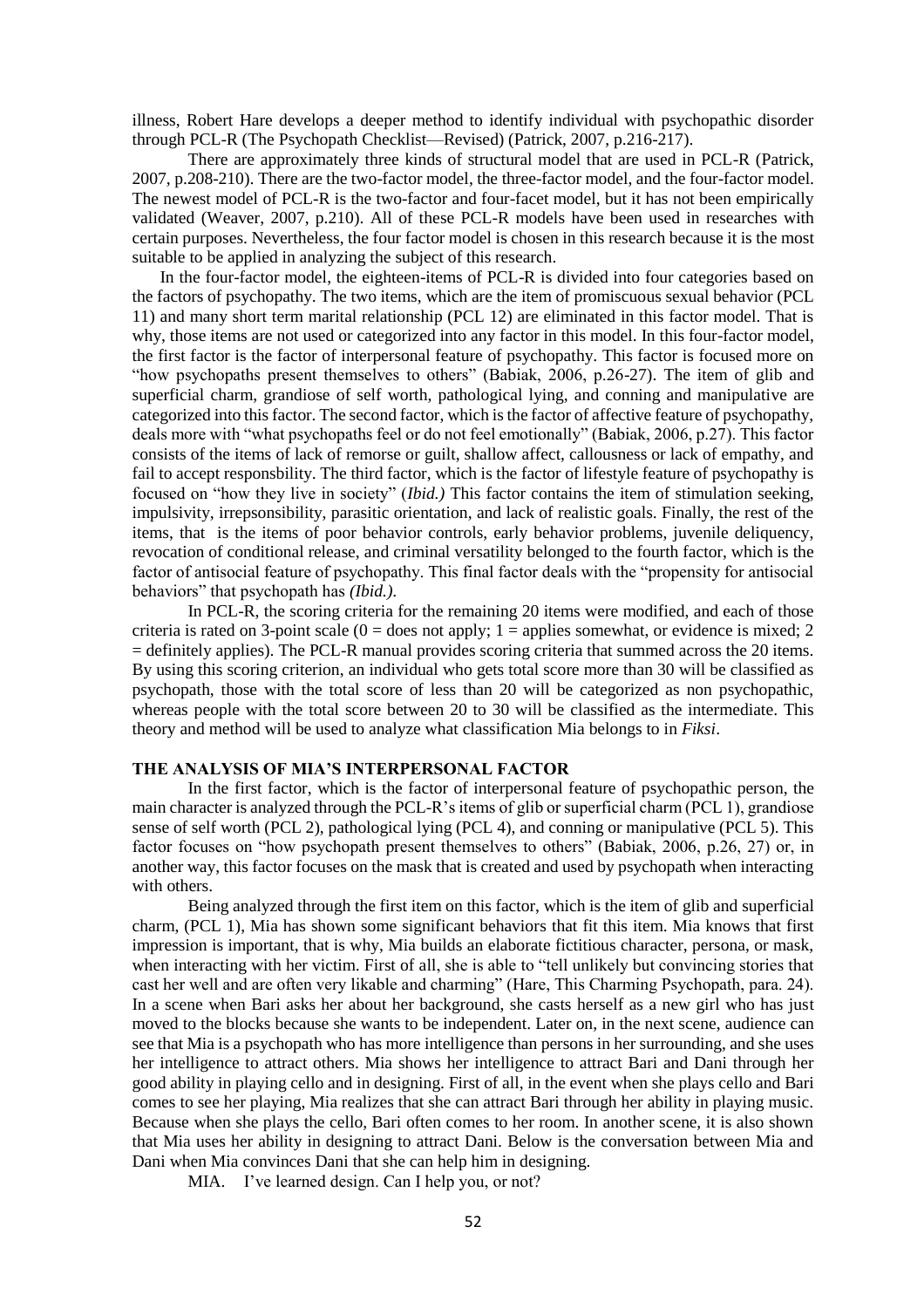illness, Robert Hare develops a deeper method to identify individual with psychopathic disorder through PCL-R (The Psychopath Checklist—Revised) (Patrick, 2007, p.216-217).

There are approximately three kinds of structural model that are used in PCL-R (Patrick, 2007, p.208-210). There are the two-factor model, the three-factor model, and the four-factor model. The newest model of PCL-R is the two-factor and four-facet model, but it has not been empirically validated (Weaver, 2007, p.210). All of these PCL-R models have been used in researches with certain purposes. Nevertheless, the four factor model is chosen in this research because it is the most suitable to be applied in analyzing the subject of this research.

In the four-factor model, the eighteen-items of PCL-R is divided into four categories based on the factors of psychopathy. The two items, which are the item of promiscuous sexual behavior (PCL 11) and many short term marital relationship (PCL 12) are eliminated in this factor model. That is why, those items are not used or categorized into any factor in this model. In this four-factor model, the first factor is the factor of interpersonal feature of psychopathy. This factor is focused more on "how psychopaths present themselves to others" (Babiak, 2006, p.26-27). The item of glib and superficial charm, grandiose of self worth, pathological lying, and conning and manipulative are categorized into this factor. The second factor, which is the factor of affective feature of psychopathy, deals more with "what psychopaths feel or do not feel emotionally" (Babiak, 2006, p.27). This factor consists of the items of lack of remorse or guilt, shallow affect, callousness or lack of empathy, and fail to accept responsbility. The third factor, which is the factor of lifestyle feature of psychopathy is focused on "how they live in society" (*Ibid.)* This factor contains the item of stimulation seeking, impulsivity, irrepsonsibility, parasitic orientation, and lack of realistic goals. Finally, the rest of the items, that is the items of poor behavior controls, early behavior problems, juvenile deliquency, revocation of conditional release, and criminal versatility belonged to the fourth factor, which is the factor of antisocial feature of psychopathy. This final factor deals with the "propensity for antisocial behaviors" that psychopath has *(Ibid.)*.

In PCL-R, the scoring criteria for the remaining 20 items were modified, and each of those criteria is rated on 3-point scale (0 = does not apply; 1 = applies somewhat, or evidence is mixed; 2 = definitely applies). The PCL-R manual provides scoring criteria that summed across the 20 items. By using this scoring criterion, an individual who gets total score more than 30 will be classified as psychopath, those with the total score of less than 20 will be categorized as non psychopathic, whereas people with the total score between 20 to 30 will be classified as the intermediate. This theory and method will be used to analyze what classification Mia belongs to in *Fiksi*.

## THE ANALYSIS OF MIA'S INTERPERSONAL FACTOR

In the first factor, which is the factor of interpersonal feature of psychopathic person, the main character is analyzed through the PCL-R's items of glib or superficial charm (PCL 1), grandiose sense of self worth (PCL 2), pathological lying (PCL 4), and conning or manipulative (PCL 5). This factor focuses on "how psychopath present themselves to others" (Babiak, 2006, p.26, 27) or, in another way, this factor focuses on the mask that is created and used by psychopath when interacting with others.

Being analyzed through the first item on this factor, which is the item of glib and superficial charm, (PCL 1), Mia has shown some significant behaviors that fit this item. Mia knows that first impression is important, that is why, Mia builds an elaborate fictitious character, persona, or mask, when interacting with her victim. First of all, she is able to "tell unlikely but convincing stories that cast her well and are often very likable and charming" (Hare, This Charming Psychopath, para. 24). In a scene when Bari asks her about her background, she casts herself as a new girl who has just moved to the blocks because she wants to be independent. Later on, in the next scene, audience can see that Mia is a psychopath who has more intelligence than persons in her surrounding, and she uses her intelligence to attract others. Mia shows her intelligence to attract Bari and Dani through her good ability in playing cello and in designing. First of all, in the event when she plays cello and Bari comes to see her playing, Mia realizes that she can attract Bari through her ability in playing music. Because when she plays the cello, Bari often comes to her room. In another scene, it is also shown that Mia uses her ability in designing to attract Dani. Below is the conversation between Mia and Dani when Mia convinces Dani that she can help him in designing.

MIA. I've learned design. Can I help you, or not?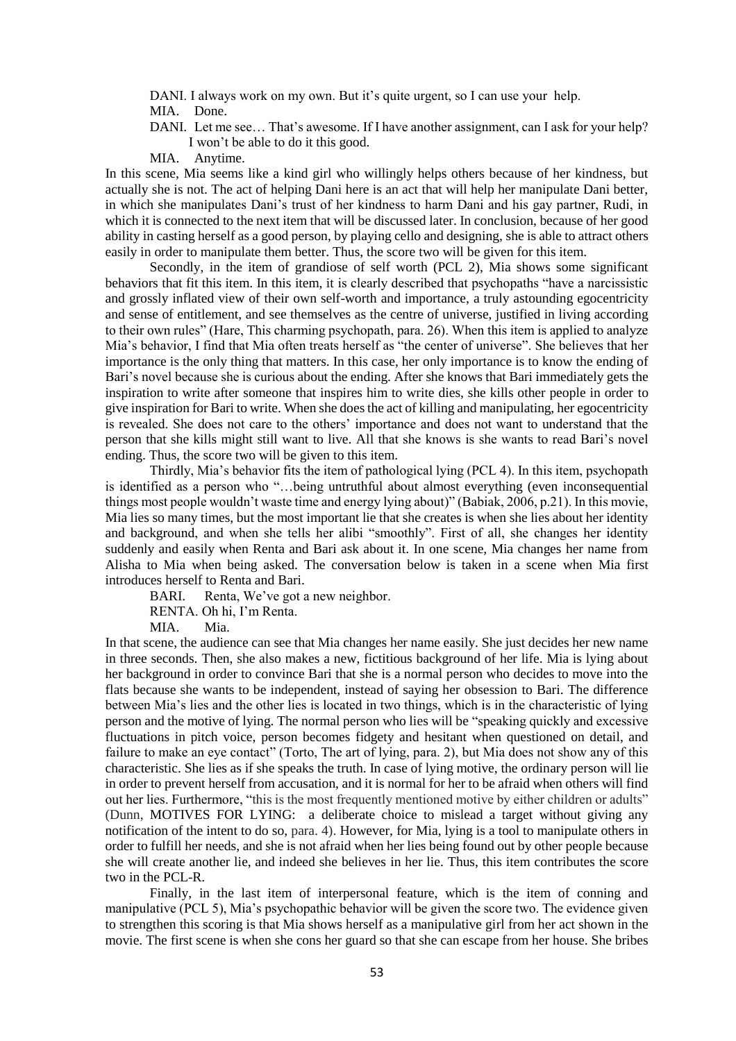DANI. I always work on my own. But it's quite urgent, so I can use your help.

MIA. Done.

DANI. Let me see… That's awesome. If I have another assignment, can I ask for your help? I won't be able to do it this good.

MIA. Anytime.

In this scene, Mia seems like a kind girl who willingly helps others because of her kindness, but actually she is not. The act of helping Dani here is an act that will help her manipulate Dani better, in which she manipulates Dani's trust of her kindness to harm Dani and his gay partner, Rudi, in which it is connected to the next item that will be discussed later. In conclusion, because of her good ability in casting herself as a good person, by playing cello and designing, she is able to attract others easily in order to manipulate them better. Thus, the score two will be given for this item.

Secondly, in the item of grandiose of self worth (PCL 2), Mia shows some significant behaviors that fit this item. In this item, it is clearly described that psychopaths "have a narcissistic and grossly inflated view of their own self-worth and importance, a truly astounding egocentricity and sense of entitlement, and see themselves as the centre of universe, justified in living according to their own rules" (Hare, This charming psychopath, para. 26). When this item is applied to analyze Mia's behavior, I find that Mia often treats herself as "the center of universe". She believes that her importance is the only thing that matters. In this case, her only importance is to know the ending of Bari's novel because she is curious about the ending. After she knows that Bari immediately gets the inspiration to write after someone that inspires him to write dies, she kills other people in order to give inspiration for Bari to write. When she does the act of killing and manipulating, her egocentricity is revealed. She does not care to the others' importance and does not want to understand that the person that she kills might still want to live. All that she knows is she wants to read Bari's novel ending. Thus, the score two will be given to this item.

Thirdly, Mia's behavior fits the item of pathological lying (PCL 4). In this item, psychopath is identified as a person who "…being untruthful about almost everything (even inconsequential things most people wouldn't waste time and energy lying about)" (Babiak, 2006, p.21). In this movie, Mia lies so many times, but the most important lie that she creates is when she lies about her identity and background, and when she tells her alibi "smoothly". First of all, she changes her identity suddenly and easily when Renta and Bari ask about it. In one scene, Mia changes her name from Alisha to Mia when being asked. The conversation below is taken in a scene when Mia first introduces herself to Renta and Bari.

BARI. Renta, We've got a new neighbor.

RENTA. Oh hi, I'm Renta.

MIA. Mia.

In that scene, the audience can see that Mia changes her name easily. She just decides her new name in three seconds. Then, she also makes a new, fictitious background of her life. Mia is lying about her background in order to convince Bari that she is a normal person who decides to move into the flats because she wants to be independent, instead of saying her obsession to Bari. The difference between Mia's lies and the other lies is located in two things, which is in the characteristic of lying person and the motive of lying. The normal person who lies will be "speaking quickly and excessive fluctuations in pitch voice, person becomes fidgety and hesitant when questioned on detail, and failure to make an eye contact" (Torto, The art of lying, para. 2), but Mia does not show any of this characteristic. She lies as if she speaks the truth. In case of lying motive, the ordinary person will lie in order to prevent herself from accusation, and it is normal for her to be afraid when others will find out her lies. Furthermore, "this is the most frequently mentioned motive by either children or adults" (Dunn, MOTIVES FOR LYING: a deliberate choice to mislead a target without giving any notification of the intent to do so, para. 4). However, for Mia, lying is a tool to manipulate others in order to fulfill her needs, and she is not afraid when her lies being found out by other people because she will create another lie, and indeed she believes in her lie. Thus, this item contributes the score two in the PCL-R.

Finally, in the last item of interpersonal feature, which is the item of conning and manipulative (PCL 5), Mia's psychopathic behavior will be given the score two. The evidence given to strengthen this scoring is that Mia shows herself as a manipulative girl from her act shown in the movie. The first scene is when she cons her guard so that she can escape from her house. She bribes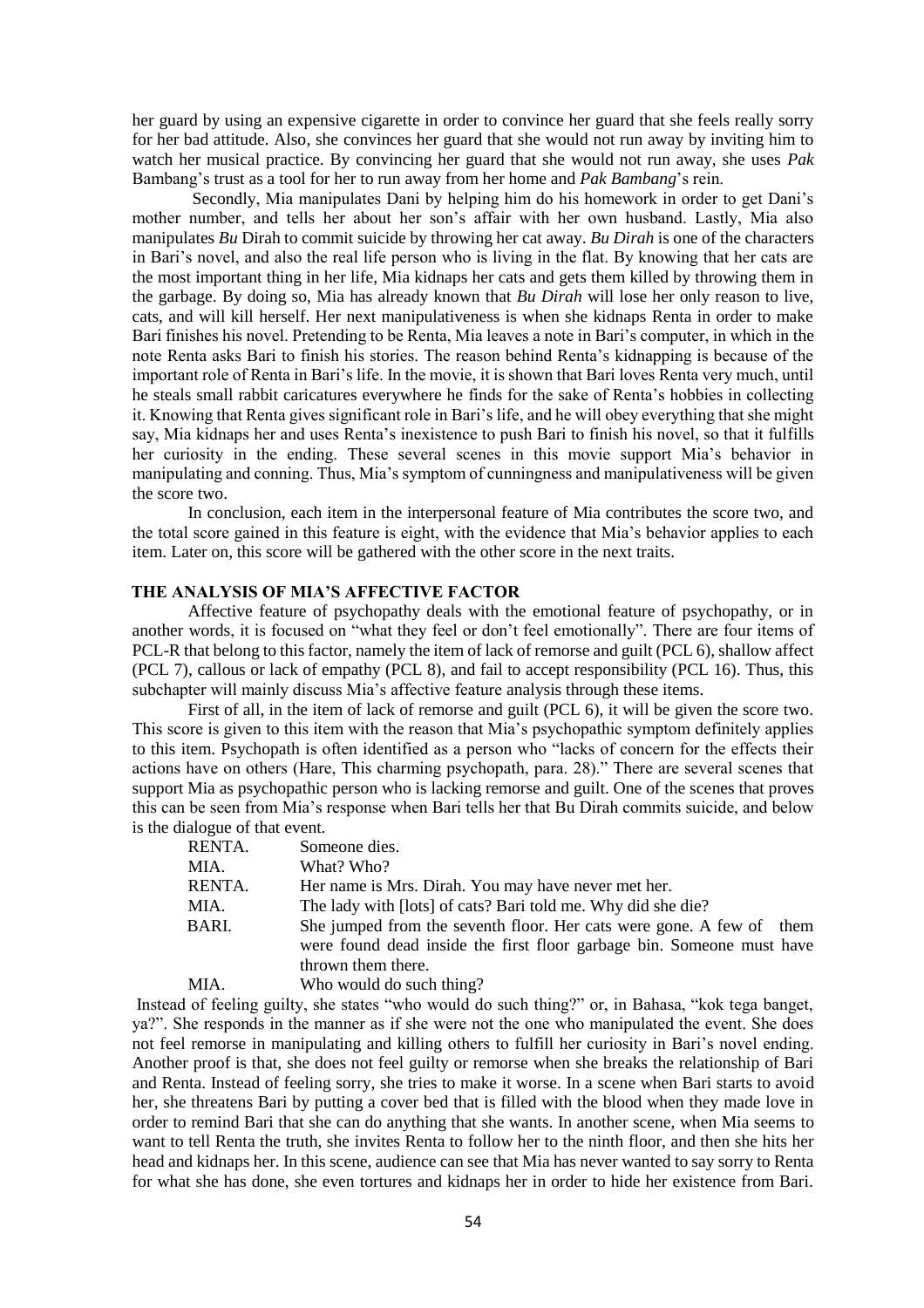her guard by using an expensive cigarette in order to convince her guard that she feels really sorry for her bad attitude. Also, she convinces her guard that she would not run away by inviting him to watch her musical practice. By convincing her guard that she would not run away, she uses *Pak* Bambang's trust as a tool for her to run away from her home and *Pak Bambang*'s rein.

Secondly, Mia manipulates Dani by helping him do his homework in order to get Dani's mother number, and tells her about her son's affair with her own husband. Lastly, Mia also manipulates *Bu* Dirah to commit suicide by throwing her cat away. *Bu Dirah* is one of the characters in Bari's novel, and also the real life person who is living in the flat. By knowing that her cats are the most important thing in her life, Mia kidnaps her cats and gets them killed by throwing them in the garbage. By doing so, Mia has already known that *Bu Dirah* will lose her only reason to live, cats, and will kill herself. Her next manipulativeness is when she kidnaps Renta in order to make Bari finishes his novel. Pretending to be Renta, Mia leaves a note in Bari's computer, in which in the note Renta asks Bari to finish his stories. The reason behind Renta's kidnapping is because of the important role of Renta in Bari's life. In the movie, it is shown that Bari loves Renta very much, until he steals small rabbit caricatures everywhere he finds for the sake of Renta's hobbies in collecting it. Knowing that Renta gives significant role in Bari's life, and he will obey everything that she might say, Mia kidnaps her and uses Renta's inexistence to push Bari to finish his novel, so that it fulfills her curiosity in the ending. These several scenes in this movie support Mia's behavior in manipulating and conning. Thus, Mia's symptom of cunningness and manipulativeness will be given the score two.

In conclusion, each item in the interpersonal feature of Mia contributes the score two, and the total score gained in this feature is eight, with the evidence that Mia's behavior applies to each item. Later on, this score will be gathered with the other score in the next traits.

## THE ANALYSIS OF MIA'S AFFECTIVE FACTOR

Affective feature of psychopathy deals with the emotional feature of psychopathy, or in another words, it is focused on "what they feel or don't feel emotionally". There are four items of PCL-R that belong to this factor, namely the item of lack of remorse and guilt (PCL 6), shallow affect (PCL 7), callous or lack of empathy (PCL 8), and fail to accept responsibility (PCL 16). Thus, this subchapter will mainly discuss Mia's affective feature analysis through these items.

First of all, in the item of lack of remorse and guilt (PCL 6), it will be given the score two. This score is given to this item with the reason that Mia's psychopathic symptom definitely applies to this item. Psychopath is often identified as a person who "lacks of concern for the effects their actions have on others (Hare, This charming psychopath, para. 28)." There are several scenes that support Mia as psychopathic person who is lacking remorse and guilt. One of the scenes that proves this can be seen from Mia's response when Bari tells her that Bu Dirah commits suicide, and below is the dialogue of that event.

| | |
|---|---|
| RENTA. | Someone dies. |
| MIA. | What? Who? |
| RENTA. | Her name is Mrs. Dirah. You may have never met her. |
| MIA. | The lady with [lots] of cats? Bari told me. Why did she die? |
| BARI. | She jumped from the seventh floor. Her cats were gone. A few of them were found dead inside the first floor garbage bin. Someone must have thrown them there. |
| MIA. | Who would do such thing? |

Instead of feeling guilty, she states "who would do such thing?" or, in Bahasa, "kok tega banget, ya?". She responds in the manner as if she were not the one who manipulated the event. She does not feel remorse in manipulating and killing others to fulfill her curiosity in Bari's novel ending. Another proof is that, she does not feel guilty or remorse when she breaks the relationship of Bari and Renta. Instead of feeling sorry, she tries to make it worse. In a scene when Bari starts to avoid her, she threatens Bari by putting a cover bed that is filled with the blood when they made love in order to remind Bari that she can do anything that she wants. In another scene, when Mia seems to want to tell Renta the truth, she invites Renta to follow her to the ninth floor, and then she hits her head and kidnaps her. In this scene, audience can see that Mia has never wanted to say sorry to Renta for what she has done, she even tortures and kidnaps her in order to hide her existence from Bari.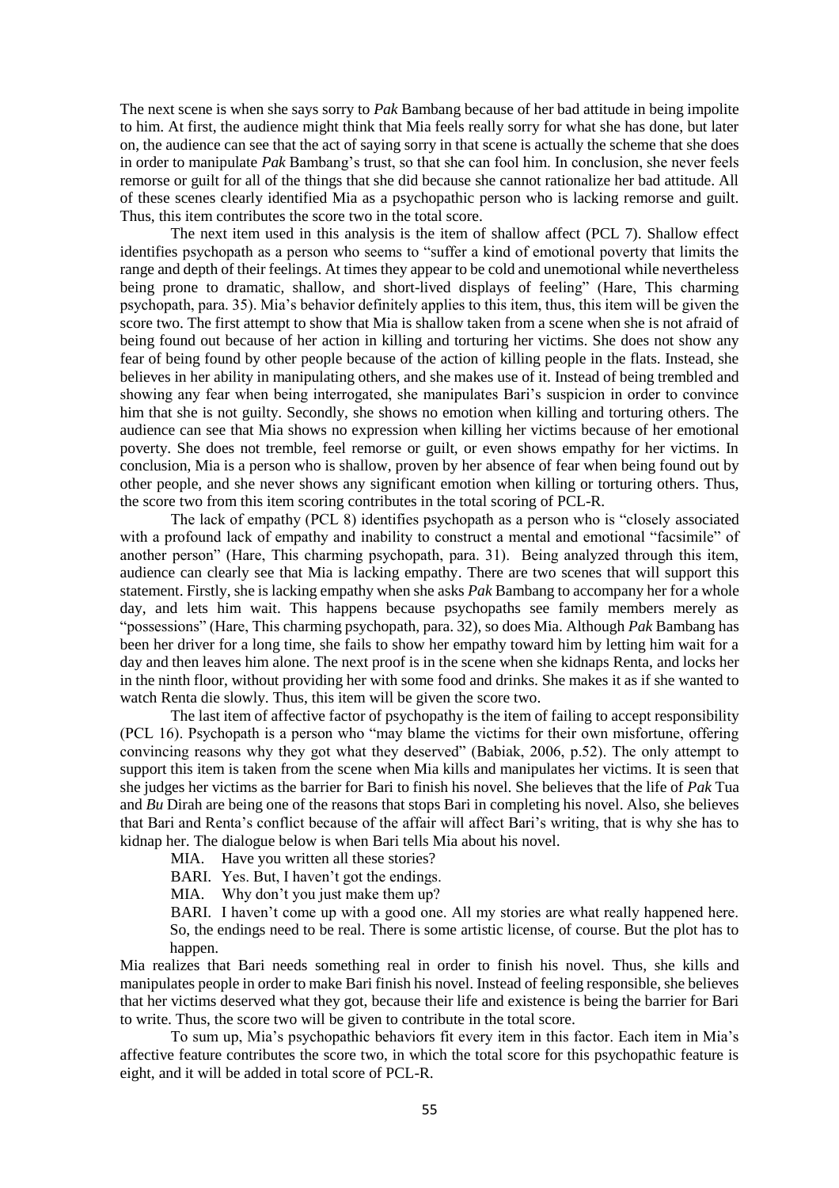The next scene is when she says sorry to *Pak* Bambang because of her bad attitude in being impolite to him. At first, the audience might think that Mia feels really sorry for what she has done, but later on, the audience can see that the act of saying sorry in that scene is actually the scheme that she does in order to manipulate *Pak* Bambang's trust, so that she can fool him. In conclusion, she never feels remorse or guilt for all of the things that she did because she cannot rationalize her bad attitude. All of these scenes clearly identified Mia as a psychopathic person who is lacking remorse and guilt. Thus, this item contributes the score two in the total score.

The next item used in this analysis is the item of shallow affect (PCL 7). Shallow effect identifies psychopath as a person who seems to "suffer a kind of emotional poverty that limits the range and depth of their feelings. At times they appear to be cold and unemotional while nevertheless being prone to dramatic, shallow, and short-lived displays of feeling" (Hare, This charming psychopath, para. 35). Mia's behavior definitely applies to this item, thus, this item will be given the score two. The first attempt to show that Mia is shallow taken from a scene when she is not afraid of being found out because of her action in killing and torturing her victims. She does not show any fear of being found by other people because of the action of killing people in the flats. Instead, she believes in her ability in manipulating others, and she makes use of it. Instead of being trembled and showing any fear when being interrogated, she manipulates Bari's suspicion in order to convince him that she is not guilty. Secondly, she shows no emotion when killing and torturing others. The audience can see that Mia shows no expression when killing her victims because of her emotional poverty. She does not tremble, feel remorse or guilt, or even shows empathy for her victims. In conclusion, Mia is a person who is shallow, proven by her absence of fear when being found out by other people, and she never shows any significant emotion when killing or torturing others. Thus, the score two from this item scoring contributes in the total scoring of PCL-R.

The lack of empathy (PCL 8) identifies psychopath as a person who is "closely associated with a profound lack of empathy and inability to construct a mental and emotional "facsimile" of another person" (Hare, This charming psychopath, para. 31). Being analyzed through this item, audience can clearly see that Mia is lacking empathy. There are two scenes that will support this statement. Firstly, she is lacking empathy when she asks *Pak* Bambang to accompany her for a whole day, and lets him wait. This happens because psychopaths see family members merely as "possessions" (Hare, This charming psychopath, para. 32), so does Mia. Although *Pak* Bambang has been her driver for a long time, she fails to show her empathy toward him by letting him wait for a day and then leaves him alone. The next proof is in the scene when she kidnaps Renta, and locks her in the ninth floor, without providing her with some food and drinks. She makes it as if she wanted to watch Renta die slowly. Thus, this item will be given the score two.

The last item of affective factor of psychopathy is the item of failing to accept responsibility (PCL 16). Psychopath is a person who "may blame the victims for their own misfortune, offering convincing reasons why they got what they deserved" (Babiak, 2006, p.52). The only attempt to support this item is taken from the scene when Mia kills and manipulates her victims. It is seen that she judges her victims as the barrier for Bari to finish his novel. She believes that the life of *Pak* Tua and *Bu* Dirah are being one of the reasons that stops Bari in completing his novel. Also, she believes that Bari and Renta's conflict because of the affair will affect Bari's writing, that is why she has to kidnap her. The dialogue below is when Bari tells Mia about his novel.

> MIA. Have you written all these stories?
>
> BARI. Yes. But, I haven't got the endings.
>
> MIA. Why don't you just make them up?
>
> BARI. I haven't come up with a good one. All my stories are what really happened here. So, the endings need to be real. There is some artistic license, of course. But the plot has to happen.

Mia realizes that Bari needs something real in order to finish his novel. Thus, she kills and manipulates people in order to make Bari finish his novel. Instead of feeling responsible, she believes that her victims deserved what they got, because their life and existence is being the barrier for Bari to write. Thus, the score two will be given to contribute in the total score.

To sum up, Mia's psychopathic behaviors fit every item in this factor. Each item in Mia's affective feature contributes the score two, in which the total score for this psychopathic feature is eight, and it will be added in total score of PCL-R.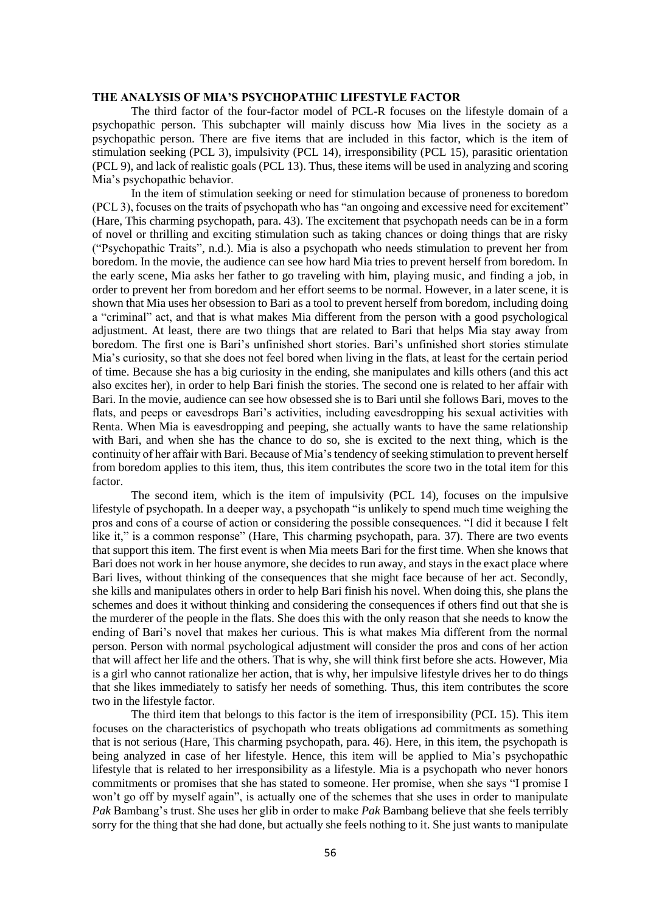**THE ANALYSIS OF MIA'S PSYCHOPATHIC LIFESTYLE FACTOR**

The third factor of the four-factor model of PCL-R focuses on the lifestyle domain of a psychopathic person. This subchapter will mainly discuss how Mia lives in the society as a psychopathic person. There are five items that are included in this factor, which is the item of stimulation seeking (PCL 3), impulsivity (PCL 14), irresponsibility (PCL 15), parasitic orientation (PCL 9), and lack of realistic goals (PCL 13). Thus, these items will be used in analyzing and scoring Mia's psychopathic behavior.

In the item of stimulation seeking or need for stimulation because of proneness to boredom (PCL 3), focuses on the traits of psychopath who has "an ongoing and excessive need for excitement" (Hare, This charming psychopath, para. 43). The excitement that psychopath needs can be in a form of novel or thrilling and exciting stimulation such as taking chances or doing things that are risky ("Psychopathic Traits", n.d.). Mia is also a psychopath who needs stimulation to prevent her from boredom. In the movie, the audience can see how hard Mia tries to prevent herself from boredom. In the early scene, Mia asks her father to go traveling with him, playing music, and finding a job, in order to prevent her from boredom and her effort seems to be normal. However, in a later scene, it is shown that Mia uses her obsession to Bari as a tool to prevent herself from boredom, including doing a "criminal" act, and that is what makes Mia different from the person with a good psychological adjustment. At least, there are two things that are related to Bari that helps Mia stay away from boredom. The first one is Bari's unfinished short stories. Bari's unfinished short stories stimulate Mia's curiosity, so that she does not feel bored when living in the flats, at least for the certain period of time. Because she has a big curiosity in the ending, she manipulates and kills others (and this act also excites her), in order to help Bari finish the stories. The second one is related to her affair with Bari. In the movie, audience can see how obsessed she is to Bari until she follows Bari, moves to the flats, and peeps or eavesdrops Bari's activities, including eavesdropping his sexual activities with Renta. When Mia is eavesdropping and peeping, she actually wants to have the same relationship with Bari, and when she has the chance to do so, she is excited to the next thing, which is the continuity of her affair with Bari. Because of Mia's tendency of seeking stimulation to prevent herself from boredom applies to this item, thus, this item contributes the score two in the total item for this factor.

The second item, which is the item of impulsivity (PCL 14), focuses on the impulsive lifestyle of psychopath. In a deeper way, a psychopath "is unlikely to spend much time weighing the pros and cons of a course of action or considering the possible consequences. "I did it because I felt like it," is a common response" (Hare, This charming psychopath, para. 37). There are two events that support this item. The first event is when Mia meets Bari for the first time. When she knows that Bari does not work in her house anymore, she decides to run away, and stays in the exact place where Bari lives, without thinking of the consequences that she might face because of her act. Secondly, she kills and manipulates others in order to help Bari finish his novel. When doing this, she plans the schemes and does it without thinking and considering the consequences if others find out that she is the murderer of the people in the flats. She does this with the only reason that she needs to know the ending of Bari's novel that makes her curious. This is what makes Mia different from the normal person. Person with normal psychological adjustment will consider the pros and cons of her action that will affect her life and the others. That is why, she will think first before she acts. However, Mia is a girl who cannot rationalize her action, that is why, her impulsive lifestyle drives her to do things that she likes immediately to satisfy her needs of something. Thus, this item contributes the score two in the lifestyle factor.

The third item that belongs to this factor is the item of irresponsibility (PCL 15). This item focuses on the characteristics of psychopath who treats obligations ad commitments as something that is not serious (Hare, This charming psychopath, para. 46). Here, in this item, the psychopath is being analyzed in case of her lifestyle. Hence, this item will be applied to Mia's psychopathic lifestyle that is related to her irresponsibility as a lifestyle. Mia is a psychopath who never honors commitments or promises that she has stated to someone. Her promise, when she says "I promise I won't go off by myself again", is actually one of the schemes that she uses in order to manipulate *Pak* Bambang's trust. She uses her glib in order to make *Pak* Bambang believe that she feels terribly sorry for the thing that she had done, but actually she feels nothing to it. She just wants to manipulate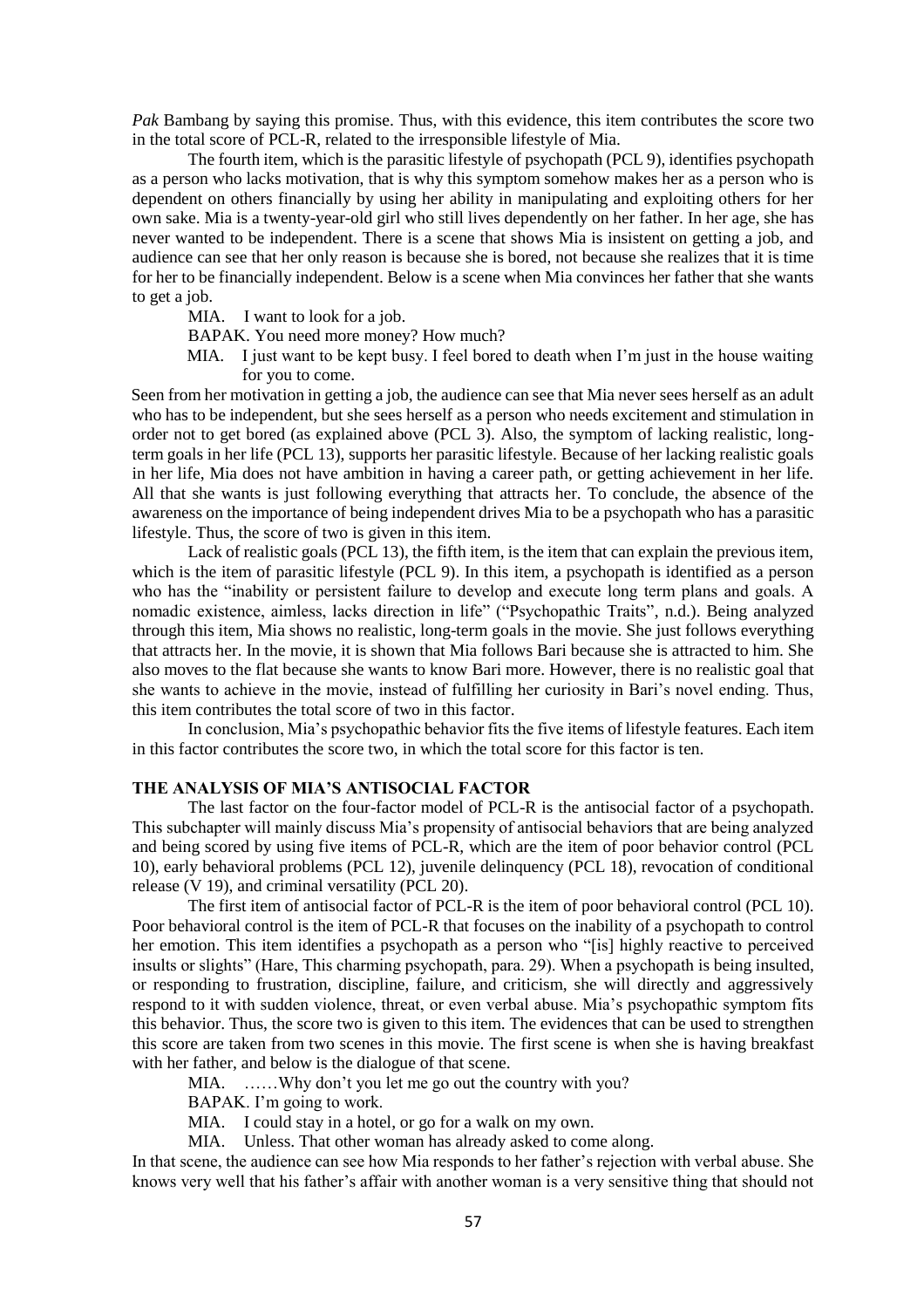*Pak* Bambang by saying this promise. Thus, with this evidence, this item contributes the score two in the total score of PCL-R, related to the irresponsible lifestyle of Mia.

The fourth item, which is the parasitic lifestyle of psychopath (PCL 9), identifies psychopath as a person who lacks motivation, that is why this symptom somehow makes her as a person who is dependent on others financially by using her ability in manipulating and exploiting others for her own sake. Mia is a twenty-year-old girl who still lives dependently on her father. In her age, she has never wanted to be independent. There is a scene that shows Mia is insistent on getting a job, and audience can see that her only reason is because she is bored, not because she realizes that it is time for her to be financially independent. Below is a scene when Mia convinces her father that she wants to get a job.

MIA. I want to look for a job.

BAPAK. You need more money? How much?

MIA. I just want to be kept busy. I feel bored to death when I'm just in the house waiting for you to come.

Seen from her motivation in getting a job, the audience can see that Mia never sees herself as an adult who has to be independent, but she sees herself as a person who needs excitement and stimulation in order not to get bored (as explained above (PCL 3). Also, the symptom of lacking realistic, long-term goals in her life (PCL 13), supports her parasitic lifestyle. Because of her lacking realistic goals in her life, Mia does not have ambition in having a career path, or getting achievement in her life. All that she wants is just following everything that attracts her. To conclude, the absence of the awareness on the importance of being independent drives Mia to be a psychopath who has a parasitic lifestyle. Thus, the score of two is given in this item.

Lack of realistic goals (PCL 13), the fifth item, is the item that can explain the previous item, which is the item of parasitic lifestyle (PCL 9). In this item, a psychopath is identified as a person who has the "inability or persistent failure to develop and execute long term plans and goals. A nomadic existence, aimless, lacks direction in life" ("Psychopathic Traits", n.d.). Being analyzed through this item, Mia shows no realistic, long-term goals in the movie. She just follows everything that attracts her. In the movie, it is shown that Mia follows Bari because she is attracted to him. She also moves to the flat because she wants to know Bari more. However, there is no realistic goal that she wants to achieve in the movie, instead of fulfilling her curiosity in Bari's novel ending. Thus, this item contributes the total score of two in this factor.

In conclusion, Mia's psychopathic behavior fits the five items of lifestyle features. Each item in this factor contributes the score two, in which the total score for this factor is ten.

## THE ANALYSIS OF MIA'S ANTISOCIAL FACTOR

The last factor on the four-factor model of PCL-R is the antisocial factor of a psychopath. This subchapter will mainly discuss Mia's propensity of antisocial behaviors that are being analyzed and being scored by using five items of PCL-R, which are the item of poor behavior control (PCL 10), early behavioral problems (PCL 12), juvenile delinquency (PCL 18), revocation of conditional release (V 19), and criminal versatility (PCL 20).

The first item of antisocial factor of PCL-R is the item of poor behavioral control (PCL 10). Poor behavioral control is the item of PCL-R that focuses on the inability of a psychopath to control her emotion. This item identifies a psychopath as a person who "[is] highly reactive to perceived insults or slights" (Hare, This charming psychopath, para. 29). When a psychopath is being insulted, or responding to frustration, discipline, failure, and criticism, she will directly and aggressively respond to it with sudden violence, threat, or even verbal abuse. Mia's psychopathic symptom fits this behavior. Thus, the score two is given to this item. The evidences that can be used to strengthen this score are taken from two scenes in this movie. The first scene is when she is having breakfast with her father, and below is the dialogue of that scene.

MIA. ……Why don't you let me go out the country with you?

BAPAK. I'm going to work.

MIA. I could stay in a hotel, or go for a walk on my own.

MIA. Unless. That other woman has already asked to come along.

In that scene, the audience can see how Mia responds to her father's rejection with verbal abuse. She knows very well that his father's affair with another woman is a very sensitive thing that should not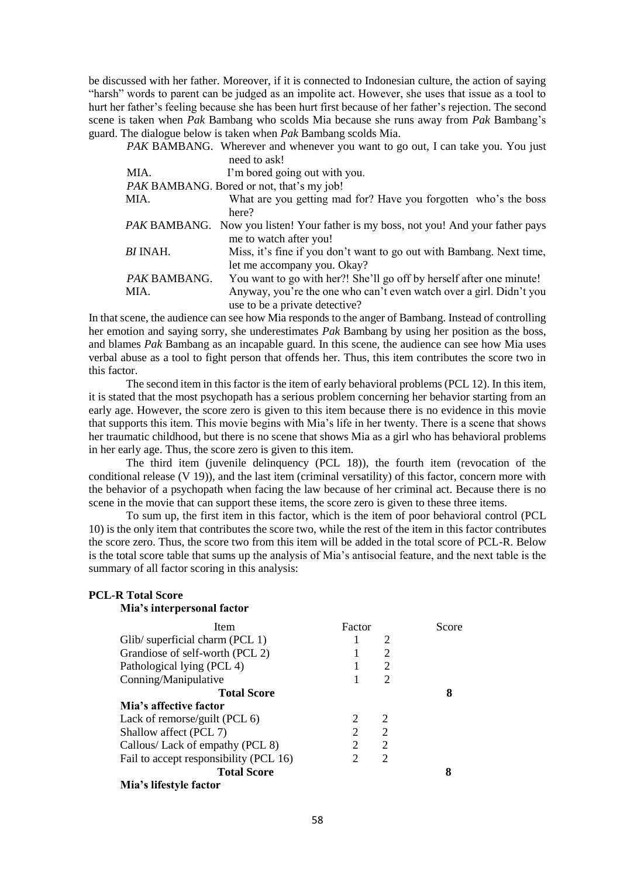be discussed with her father. Moreover, if it is connected to Indonesian culture, the action of saying "harsh" words to parent can be judged as an impolite act. However, she uses that issue as a tool to hurt her father's feeling because she has been hurt first because of her father's rejection. The second scene is taken when *Pak* Bambang who scolds Mia because she runs away from *Pak* Bambang's guard. The dialogue below is taken when *Pak* Bambang scolds Mia.

| | |
|---|---|
| *PAK* BAMBANG. | Wherever and whenever you want to go out, I can take you. You just need to ask! |
| MIA. | I'm bored going out with you. |
| *PAK* BAMBANG. | Bored or not, that's my job! |
| MIA. | What are you getting mad for? Have you forgotten who's the boss here? |
| *PAK* BAMBANG. | Now you listen! Your father is my boss, not you! And your father pays me to watch after you! |
| *BI* INAH. | Miss, it's fine if you don't want to go out with Bambang. Next time, let me accompany you. Okay? |
| *PAK* BAMBANG. | You want to go with her?! She'll go off by herself after one minute! |
| MIA. | Anyway, you're the one who can't even watch over a girl. Didn't you use to be a private detective? |

In that scene, the audience can see how Mia responds to the anger of Bambang. Instead of controlling her emotion and saying sorry, she underestimates *Pak* Bambang by using her position as the boss, and blames *Pak* Bambang as an incapable guard. In this scene, the audience can see how Mia uses verbal abuse as a tool to fight person that offends her. Thus, this item contributes the score two in this factor.

The second item in this factor is the item of early behavioral problems (PCL 12). In this item, it is stated that the most psychopath has a serious problem concerning her behavior starting from an early age. However, the score zero is given to this item because there is no evidence in this movie that supports this item. This movie begins with Mia's life in her twenty. There is a scene that shows her traumatic childhood, but there is no scene that shows Mia as a girl who has behavioral problems in her early age. Thus, the score zero is given to this item.

The third item (juvenile delinquency (PCL 18)), the fourth item (revocation of the conditional release (V 19)), and the last item (criminal versatility) of this factor, concern more with the behavior of a psychopath when facing the law because of her criminal act. Because there is no scene in the movie that can support these items, the score zero is given to these three items.

To sum up, the first item in this factor, which is the item of poor behavioral control (PCL 10) is the only item that contributes the score two, while the rest of the item in this factor contributes the score zero. Thus, the score two from this item will be added in the total score of PCL-R. Below is the total score table that sums up the analysis of Mia's antisocial feature, and the next table is the summary of all factor scoring in this analysis:

**PCL-R Total Score**

| Item | Factor | | Score |
|---|---|---|---|
| **Mia's interpersonal factor** | | | |
| Glib/ superficial charm (PCL 1) | 1 | 2 | |
| Grandiose of self-worth (PCL 2) | 1 | 2 | |
| Pathological lying (PCL 4) | 1 | 2 | |
| Conning/Manipulative | 1 | 2 | |
| **Total Score** | | | **8** |
| **Mia's affective factor** | | | |
| Lack of remorse/guilt (PCL 6) | 2 | 2 | |
| Shallow affect (PCL 7) | 2 | 2 | |
| Callous/ Lack of empathy (PCL 8) | 2 | 2 | |
| Fail to accept responsibility (PCL 16) | 2 | 2 | |
| **Total Score** | | | **8** |
| **Mia's lifestyle factor** | | | |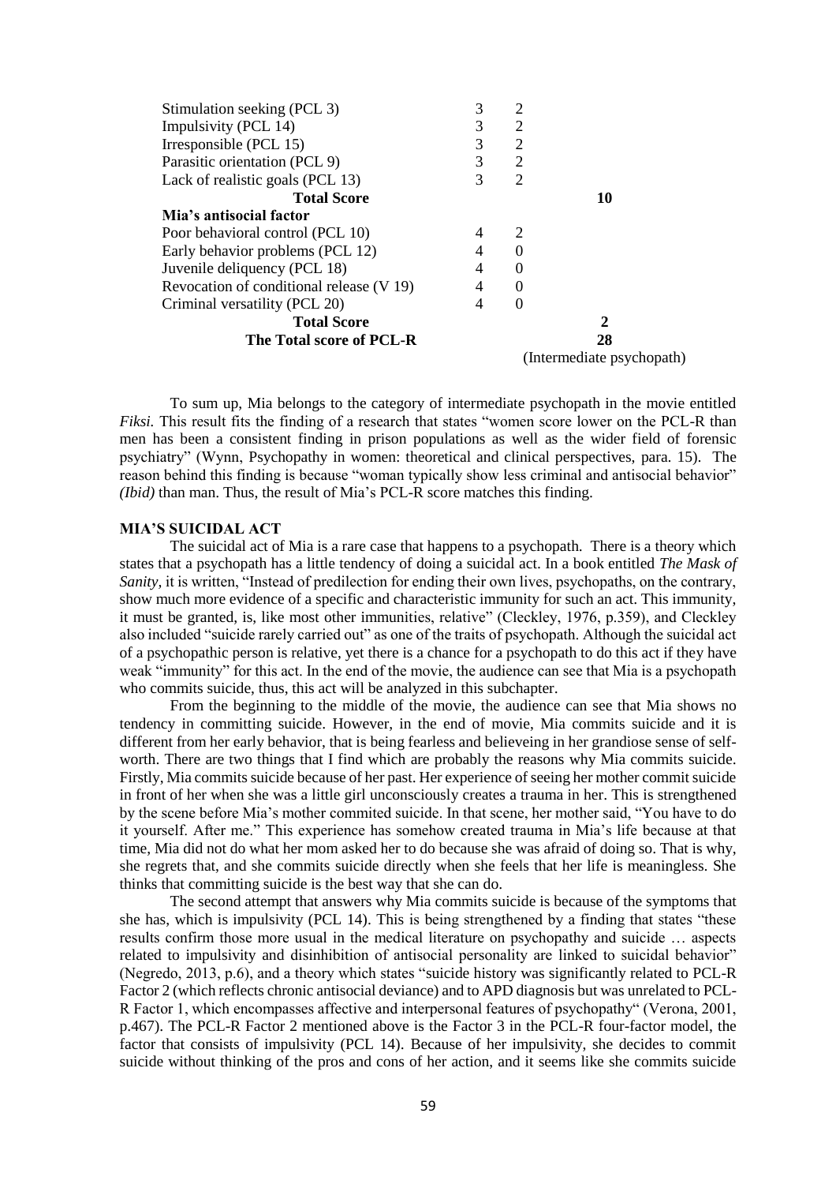| | | | |
|---|---|---|---|
| Stimulation seeking (PCL 3) | 3 | 2 | |
| Impulsivity (PCL 14) | 3 | 2 | |
| Irresponsible (PCL 15) | 3 | 2 | |
| Parasitic orientation (PCL 9) | 3 | 2 | |
| Lack of realistic goals (PCL 13) | 3 | 2 | |
| **Total Score** | | | **10** |
| **Mia's antisocial factor** | | | |
| Poor behavioral control (PCL 10) | 4 | 2 | |
| Early behavior problems (PCL 12) | 4 | 0 | |
| Juvenile deliquency (PCL 18) | 4 | 0 | |
| Revocation of conditional release (V 19) | 4 | 0 | |
| Criminal versatility (PCL 20) | 4 | 0 | |
| **Total Score** | | | **2** |
| **The Total score of PCL-R** | | | **28** |
| | | | (Intermediate psychopath) |

To sum up, Mia belongs to the category of intermediate psychopath in the movie entitled *Fiksi.* This result fits the finding of a research that states "women score lower on the PCL-R than men has been a consistent finding in prison populations as well as the wider field of forensic psychiatry" (Wynn, Psychopathy in women: theoretical and clinical perspectives, para. 15). The reason behind this finding is because "woman typically show less criminal and antisocial behavior" *(Ibid)* than man. Thus, the result of Mia's PCL-R score matches this finding.

## MIA'S SUICIDAL ACT

The suicidal act of Mia is a rare case that happens to a psychopath. There is a theory which states that a psychopath has a little tendency of doing a suicidal act. In a book entitled *The Mask of Sanity,* it is written, "Instead of predilection for ending their own lives, psychopaths, on the contrary, show much more evidence of a specific and characteristic immunity for such an act. This immunity, it must be granted, is, like most other immunities, relative" (Cleckley, 1976, p.359), and Cleckley also included "suicide rarely carried out" as one of the traits of psychopath. Although the suicidal act of a psychopathic person is relative, yet there is a chance for a psychopath to do this act if they have weak "immunity" for this act. In the end of the movie, the audience can see that Mia is a psychopath who commits suicide, thus, this act will be analyzed in this subchapter.

From the beginning to the middle of the movie, the audience can see that Mia shows no tendency in committing suicide. However, in the end of movie, Mia commits suicide and it is different from her early behavior, that is being fearless and believeing in her grandiose sense of self-worth. There are two things that I find which are probably the reasons why Mia commits suicide. Firstly, Mia commits suicide because of her past. Her experience of seeing her mother commit suicide in front of her when she was a little girl unconsciously creates a trauma in her. This is strengthened by the scene before Mia's mother commited suicide. In that scene, her mother said, "You have to do it yourself. After me." This experience has somehow created trauma in Mia's life because at that time, Mia did not do what her mom asked her to do because she was afraid of doing so. That is why, she regrets that, and she commits suicide directly when she feels that her life is meaningless. She thinks that committing suicide is the best way that she can do.

The second attempt that answers why Mia commits suicide is because of the symptoms that she has, which is impulsivity (PCL 14). This is being strengthened by a finding that states "these results confirm those more usual in the medical literature on psychopathy and suicide … aspects related to impulsivity and disinhibition of antisocial personality are linked to suicidal behavior" (Negredo, 2013, p.6), and a theory which states "suicide history was significantly related to PCL-R Factor 2 (which reflects chronic antisocial deviance) and to APD diagnosis but was unrelated to PCL-R Factor 1, which encompasses affective and interpersonal features of psychopathy" (Verona, 2001, p.467). The PCL-R Factor 2 mentioned above is the Factor 3 in the PCL-R four-factor model, the factor that consists of impulsivity (PCL 14). Because of her impulsivity, she decides to commit suicide without thinking of the pros and cons of her action, and it seems like she commits suicide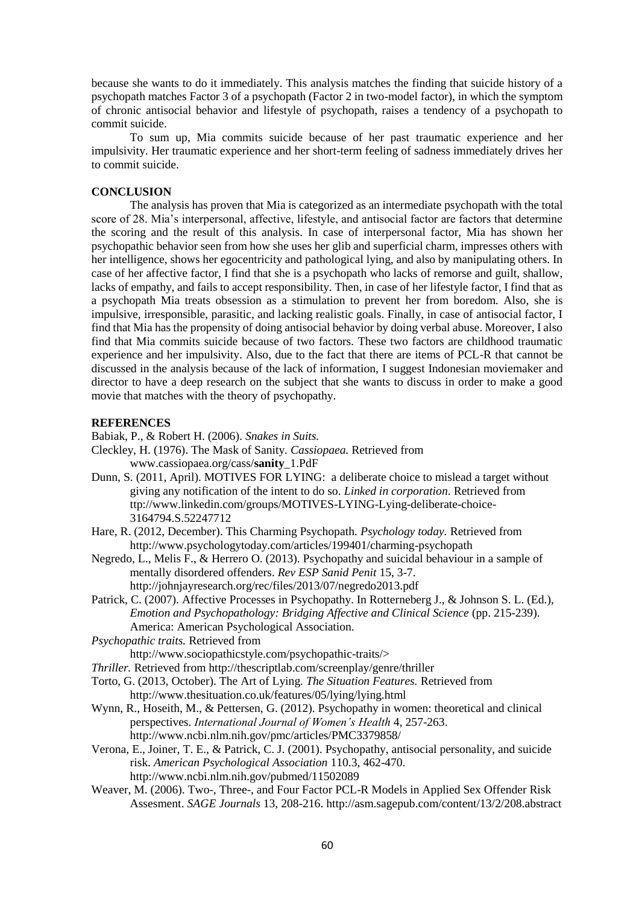because she wants to do it immediately. This analysis matches the finding that suicide history of a psychopath matches Factor 3 of a psychopath (Factor 2 in two-model factor), in which the symptom of chronic antisocial behavior and lifestyle of psychopath, raises a tendency of a psychopath to commit suicide.

To sum up, Mia commits suicide because of her past traumatic experience and her impulsivity. Her traumatic experience and her short-term feeling of sadness immediately drives her to commit suicide.

## CONCLUSION

The analysis has proven that Mia is categorized as an intermediate psychopath with the total score of 28. Mia's interpersonal, affective, lifestyle, and antisocial factor are factors that determine the scoring and the result of this analysis. In case of interpersonal factor, Mia has shown her psychopathic behavior seen from how she uses her glib and superficial charm, impresses others with her intelligence, shows her egocentricity and pathological lying, and also by manipulating others. In case of her affective factor, I find that she is a psychopath who lacks of remorse and guilt, shallow, lacks of empathy, and fails to accept responsibility. Then, in case of her lifestyle factor, I find that as a psychopath Mia treats obsession as a stimulation to prevent her from boredom. Also, she is impulsive, irresponsible, parasitic, and lacking realistic goals. Finally, in case of antisocial factor, I find that Mia has the propensity of doing antisocial behavior by doing verbal abuse. Moreover, I also find that Mia commits suicide because of two factors. These two factors are childhood traumatic experience and her impulsivity. Also, due to the fact that there are items of PCL-R that cannot be discussed in the analysis because of the lack of information, I suggest Indonesian moviemaker and director to have a deep research on the subject that she wants to discuss in order to make a good movie that matches with the theory of psychopathy.

## REFERENCES

Babiak, P., & Robert H. (2006). *Snakes in Suits.*

Cleckley, H. (1976). The Mask of Sanity. *Cassiopaea.* Retrieved from www.cassiopaea.org/cass/**sanity**_1.PdF

Dunn, S. (2011, April). MOTIVES FOR LYING: a deliberate choice to mislead a target without giving any notification of the intent to do so. *Linked in corporation.* Retrieved from ttp://www.linkedin.com/groups/MOTIVES-LYING-Lying-deliberate-choice-3164794.S.52247712

Hare, R. (2012, December). This Charming Psychopath. *Psychology today.* Retrieved from http://www.psychologytoday.com/articles/199401/charming-psychopath

Negredo, L., Melis F., & Herrero O. (2013). Psychopathy and suicidal behaviour in a sample of mentally disordered offenders. *Rev ESP Sanid Penit* 15, 3-7. http://johnjayresearch.org/rec/files/2013/07/negredo2013.pdf

Patrick, C. (2007). Affective Processes in Psychopathy. In Rotterneberg J., & Johnson S. L. (Ed.), *Emotion and Psychopathology: Bridging Affective and Clinical Science* (pp. 215-239). America: American Psychological Association.

*Psychopathic traits.* Retrieved from http://www.sociopathicstyle.com/psychopathic-traits/>

*Thriller.* Retrieved from http://thescriptlab.com/screenplay/genre/thriller

Torto, G. (2013, October). The Art of Lying. *The Situation Features.* Retrieved from http://www.thesituation.co.uk/features/05/lying/lying.html

Wynn, R., Hoseith, M., & Pettersen, G. (2012). Psychopathy in women: theoretical and clinical perspectives. *International Journal of Women's Health* 4, 257-263. http://www.ncbi.nlm.nih.gov/pmc/articles/PMC3379858/

Verona, E., Joiner, T. E., & Patrick, C. J. (2001). Psychopathy, antisocial personality, and suicide risk. *American Psychological Association* 110.3, 462-470. http://www.ncbi.nlm.nih.gov/pubmed/11502089

Weaver, M. (2006). Two-, Three-, and Four Factor PCL-R Models in Applied Sex Offender Risk Assesment. *SAGE Journals* 13, 208-216. http://asm.sagepub.com/content/13/2/208.abstract